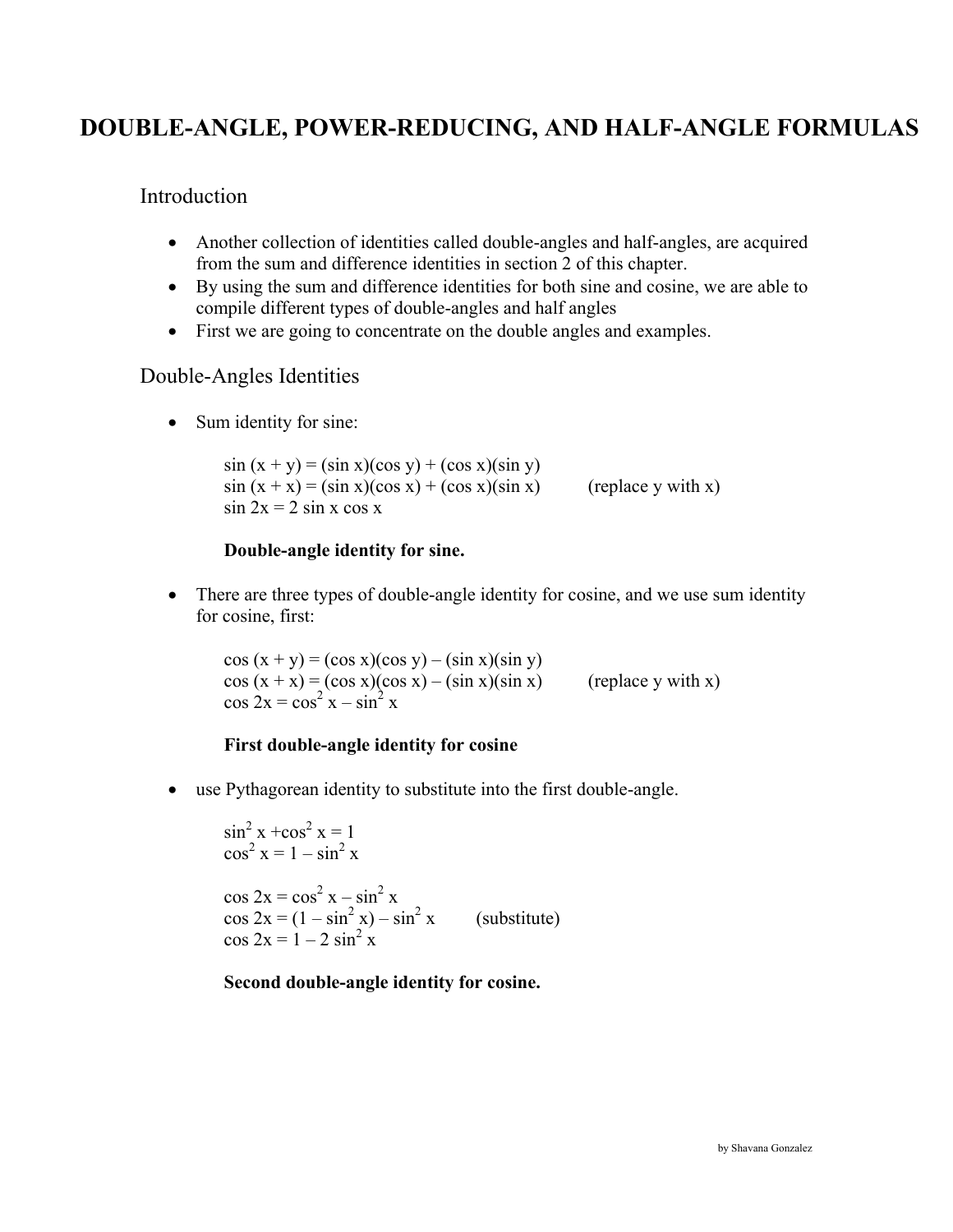# DOUBLE-ANGLE, POWER-REDUCING, AND HALF-ANGLE FORMULAS

## Introduction

- Another collection of identities called double-angles and half-angles, are acquired from the sum and difference identities in section 2 of this chapter.
- By using the sum and difference identities for both sine and cosine, we are able to compile different types of double-angles and half angles
- First we are going to concentrate on the double angles and examples.

## Double-Angles Identities

- Sum identity for sine:

  $\sin(x + y) = (\sin x)(\cos y) + (\cos x)(\sin y)$
  $\sin(x + x) = (\sin x)(\cos x) + (\cos x)(\sin x)$ (replace y with x)
  $\sin 2x = 2 \sin x \cos x$

  **Double-angle identity for sine.**

- There are three types of double-angle identity for cosine, and we use sum identity for cosine, first:

  $\cos(x + y) = (\cos x)(\cos y) - (\sin x)(\sin y)$
  $\cos(x + x) = (\cos x)(\cos x) - (\sin x)(\sin x)$ (replace y with x)
  $\cos 2x = \cos^2 x - \sin^2 x$

  **First double-angle identity for cosine**

- use Pythagorean identity to substitute into the first double-angle.

  $\sin^2 x + \cos^2 x = 1$
  $\cos^2 x = 1 - \sin^2 x$

  $\cos 2x = \cos^2 x - \sin^2 x$
  $\cos 2x = (1 - \sin^2 x) - \sin^2 x$ (substitute)
  $\cos 2x = 1 - 2 \sin^2 x$

  **Second double-angle identity for cosine.**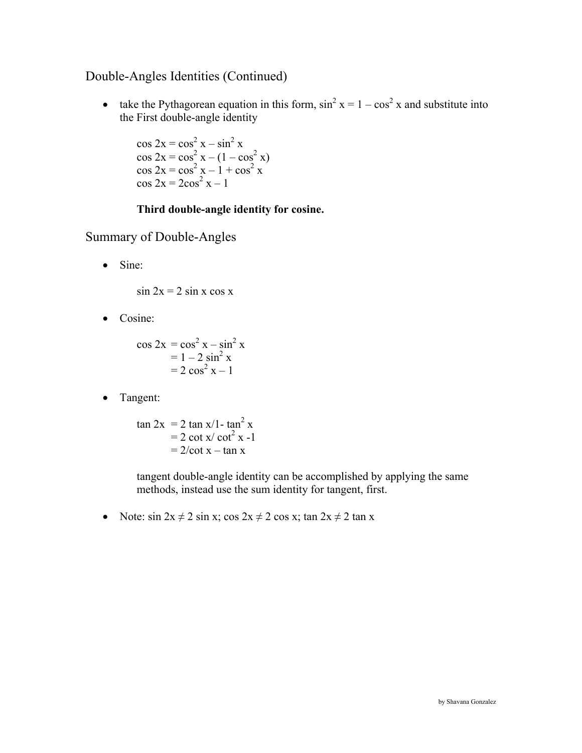## Double-Angles Identities (Continued)

- take the Pythagorean equation in this form, $\sin^2 x = 1 - \cos^2 x$ and substitute into the First double-angle identity

  $\cos 2x = \cos^2 x - \sin^2 x$
  $\cos 2x = \cos^2 x - (1 - \cos^2 x)$
  $\cos 2x = \cos^2 x - 1 + \cos^2 x$
  $\cos 2x = 2\cos^2 x - 1$

  **Third double-angle identity for cosine.**

## Summary of Double-Angles

- Sine:

  $\sin 2x = 2 \sin x \cos x$

- Cosine:

  $\cos 2x = \cos^2 x - \sin^2 x$
  $= 1 - 2 \sin^2 x$
  $= 2 \cos^2 x - 1$

- Tangent:

  $\tan 2x = 2 \tan x/1- \tan^2 x$
  $= 2 \cot x/ \cot^2 x -1$
  $= 2/\cot x - \tan x$

  tangent double-angle identity can be accomplished by applying the same methods, instead use the sum identity for tangent, first.

- Note: $\sin 2x \neq 2 \sin x$; $\cos 2x \neq 2 \cos x$; $\tan 2x \neq 2 \tan x$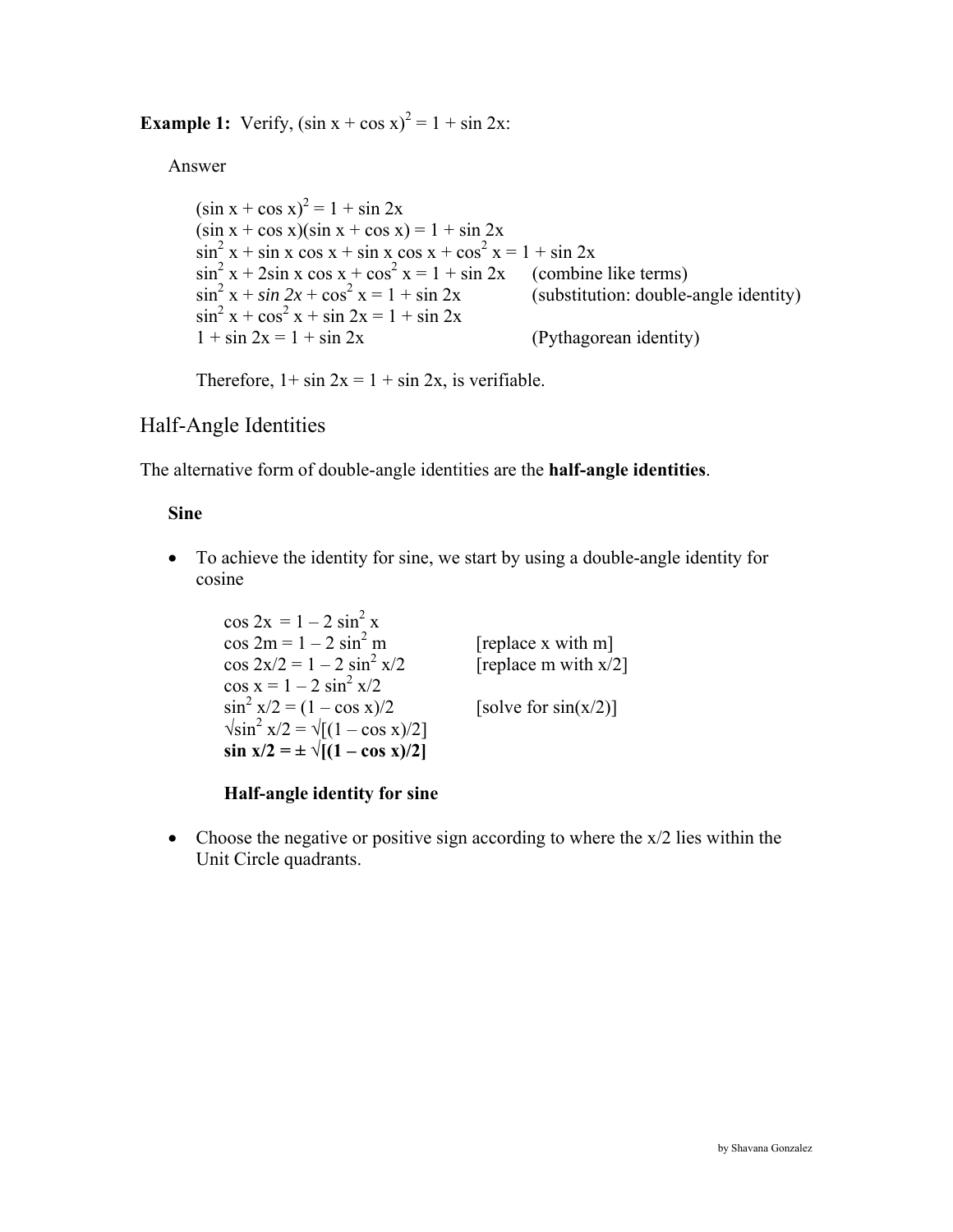**Example 1:** Verify, $(\sin x + \cos x)^2 = 1 + \sin 2x$:

Answer

$(\sin x + \cos x)^2 = 1 + \sin 2x$
$(\sin x + \cos x)(\sin x + \cos x) = 1 + \sin 2x$
$\sin^2 x + \sin x \cos x + \sin x \cos x + \cos^2 x = 1 + \sin 2x$
$\sin^2 x + 2\sin x \cos x + \cos^2 x = 1 + \sin 2x$ (combine like terms)
$\sin^2 x + \mathit{\sin 2x} + \cos^2 x = 1 + \sin 2x$ (substitution: double-angle identity)
$\sin^2 x + \cos^2 x + \sin 2x = 1 + \sin 2x$
$1 + \sin 2x = 1 + \sin 2x$ (Pythagorean identity)

Therefore, $1+ \sin 2x = 1 + \sin 2x$, is verifiable.

## Half-Angle Identities

The alternative form of double-angle identities are the **half-angle identities**.

**Sine**

- To achieve the identity for sine, we start by using a double-angle identity for cosine

  $\cos 2x = 1 – 2 \sin^2 x$
  $\cos 2m = 1 – 2 \sin^2 m$ [replace x with m]
  $\cos 2x/2 = 1 – 2 \sin^2 x/2$ [replace m with x/2]
  $\cos x = 1 – 2 \sin^2 x/2$
  $\sin^2 x/2 = (1 – \cos x)/2$ [solve for sin(x/2)]
  $\sqrt{\sin^2 x/2} = \sqrt{[(1 – \cos x)/2]}$
  $\mathbf{\sin x/2 = \pm \sqrt{[(1 – \cos x)/2]}}$

  **Half-angle identity for sine**

- Choose the negative or positive sign according to where the x/2 lies within the Unit Circle quadrants.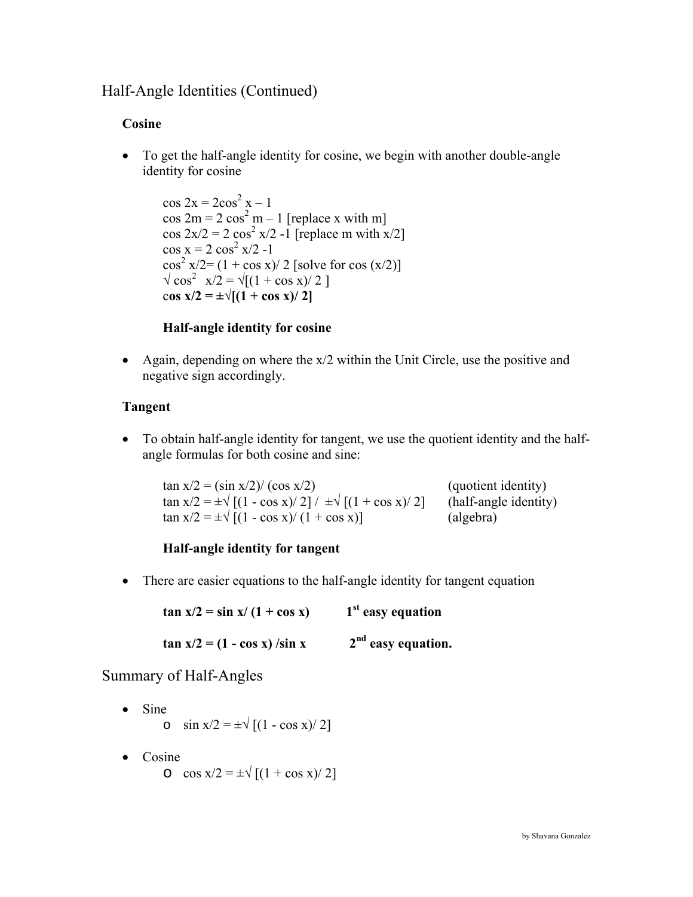## Half-Angle Identities (Continued)

### Cosine

- To get the half-angle identity for cosine, we begin with another double-angle identity for cosine

  $\cos 2x = 2\cos^2 x - 1$
  $\cos 2m = 2\cos^2 m - 1$ [replace x with m]
  $\cos 2x/2 = 2\cos^2 x/2 - 1$ [replace m with x/2]
  $\cos x = 2\cos^2 x/2 - 1$
  $\cos^2 x/2 = (1 + \cos x)/2$ [solve for cos (x/2)]
  $\sqrt{\cos^2 x/2} = \sqrt{[(1 + \cos x)/2]}$
  $\mathbf{\cos x/2 = \pm\sqrt{[(1 + \cos x)/2]}}$

  **Half-angle identity for cosine**

- Again, depending on where the x/2 within the Unit Circle, use the positive and negative sign accordingly.

### Tangent

- To obtain half-angle identity for tangent, we use the quotient identity and the half-angle formulas for both cosine and sine:

  $\tan x/2 = (\sin x/2)/(\cos x/2)$ (quotient identity)
  $\tan x/2 = \pm\sqrt{[(1 - \cos x)/2]} / \pm\sqrt{[(1 + \cos x)/2]}$ (half-angle identity)
  $\tan x/2 = \pm\sqrt{[(1 - \cos x)/(1 + \cos x)]}$ (algebra)

  **Half-angle identity for tangent**

- There are easier equations to the half-angle identity for tangent equation

  $\mathbf{\tan x/2 = \sin x/(1 + \cos x)}$ **1st easy equation**

  $\mathbf{\tan x/2 = (1 - \cos x)/\sin x}$ **2nd easy equation.**

## Summary of Half-Angles

- Sine
  - $\sin x/2 = \pm\sqrt{[(1 - \cos x)/2]}$
- Cosine
  - $\cos x/2 = \pm\sqrt{[(1 + \cos x)/2]}$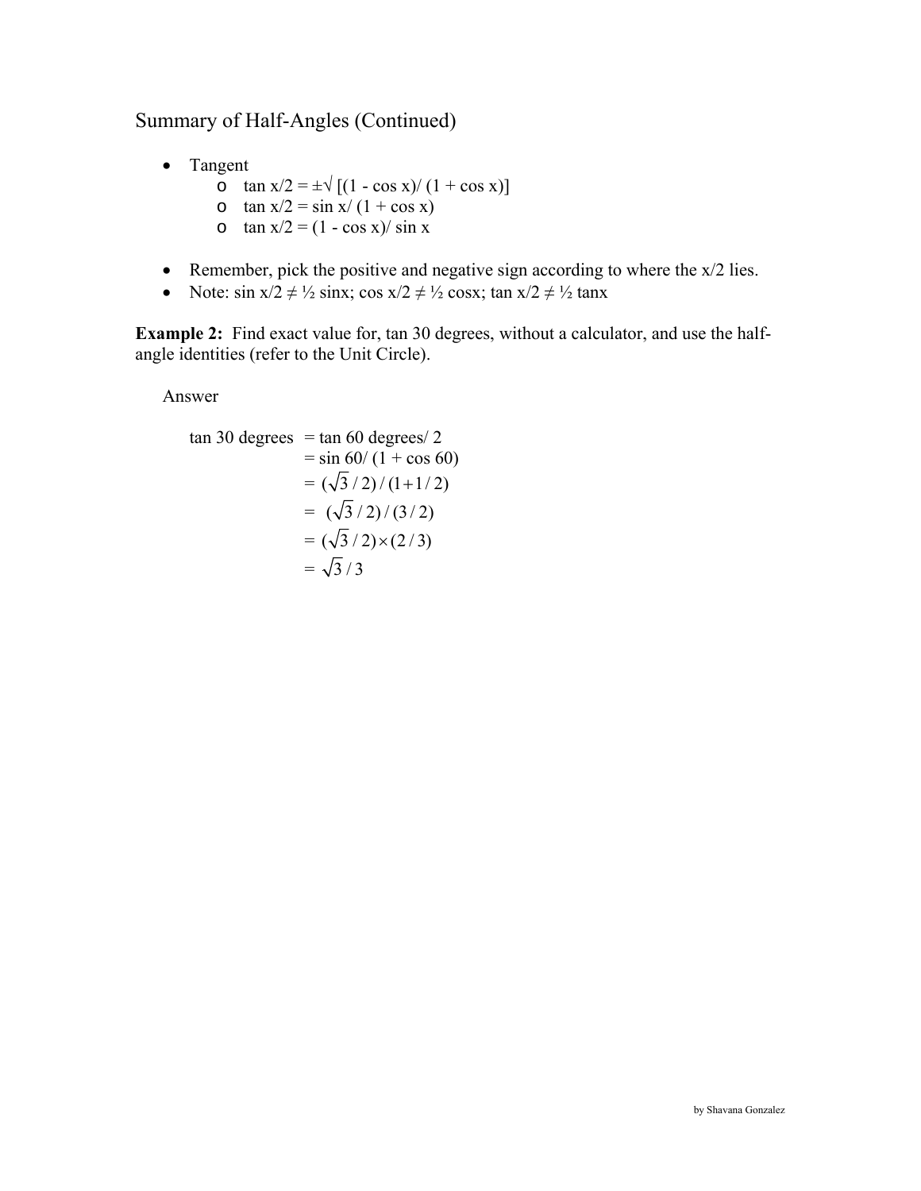## Summary of Half-Angles (Continued)

- Tangent
  - $\tan x/2 = \pm\sqrt{[(1 - \cos x)/(1 + \cos x)]}$
  - $\tan x/2 = \sin x/(1 + \cos x)$
  - $\tan x/2 = (1 - \cos x)/\sin x$

- Remember, pick the positive and negative sign according to where the x/2 lies.
- Note: $\sin x/2 \neq \frac{1}{2} \sin x$; $\cos x/2 \neq \frac{1}{2} \cos x$; $\tan x/2 \neq \frac{1}{2} \tan x$

**Example 2:** Find exact value for, tan 30 degrees, without a calculator, and use the half-angle identities (refer to the Unit Circle).

Answer

$$
\begin{aligned}
\tan 30 \text{ degrees} &= \tan 60 \text{ degrees}/2 \\
&= \sin 60/(1 + \cos 60) \\
&= (\sqrt{3}/2)/(1+1/2) \\
&= (\sqrt{3}/2)/(3/2) \\
&= (\sqrt{3}/2)\times(2/3) \\
&= \sqrt{3}/3
\end{aligned}
$$

by Shavana Gonzalez